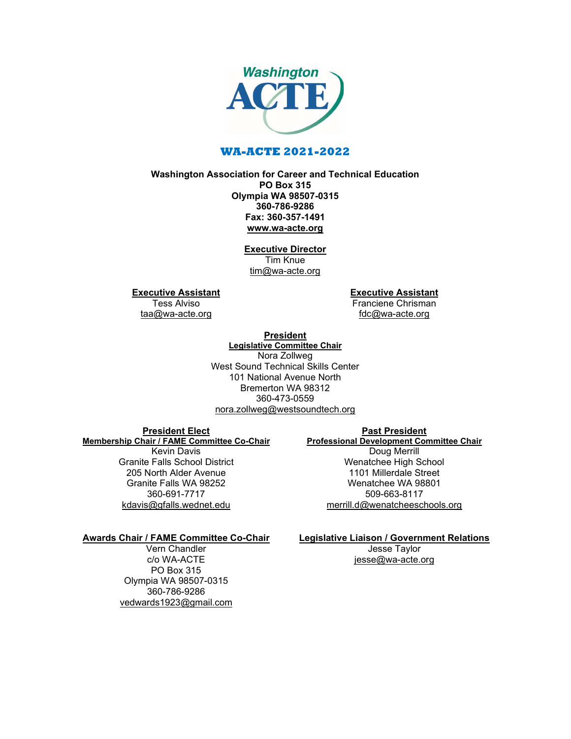Washington ACTE

# WA-ACTE 2021-2022

**Washington Association for Career and Technical Education**
**PO Box 315**
**Olympia WA 98507-0315**
**360-786-9286**
**Fax: 360-357-1491**
**www.wa-acte.org**

**Executive Director**
Tim Knue
tim@wa-acte.org

**Executive Assistant**
Tess Alviso
taa@wa-acte.org

**Executive Assistant**
Franciene Chrisman
fdc@wa-acte.org

**President**
**Legislative Committee Chair**
Nora Zollweg
West Sound Technical Skills Center
101 National Avenue North
Bremerton WA 98312
360-473-0559
nora.zollweg@westsoundtech.org

**President Elect**
**Membership Chair / FAME Committee Co-Chair**
Kevin Davis
Granite Falls School District
205 North Alder Avenue
Granite Falls WA 98252
360-691-7717
kdavis@gfalls.wednet.edu

**Past President**
**Professional Development Committee Chair**
Doug Merrill
Wenatchee High School
1101 Millerdale Street
Wenatchee WA 98801
509-663-8117
merrill.d@wenatcheeschools.org

**Awards Chair / FAME Committee Co-Chair**
Vern Chandler
c/o WA-ACTE
PO Box 315
Olympia WA 98507-0315
360-786-9286
vedwards1923@gmail.com

**Legislative Liaison / Government Relations**
Jesse Taylor
jesse@wa-acte.org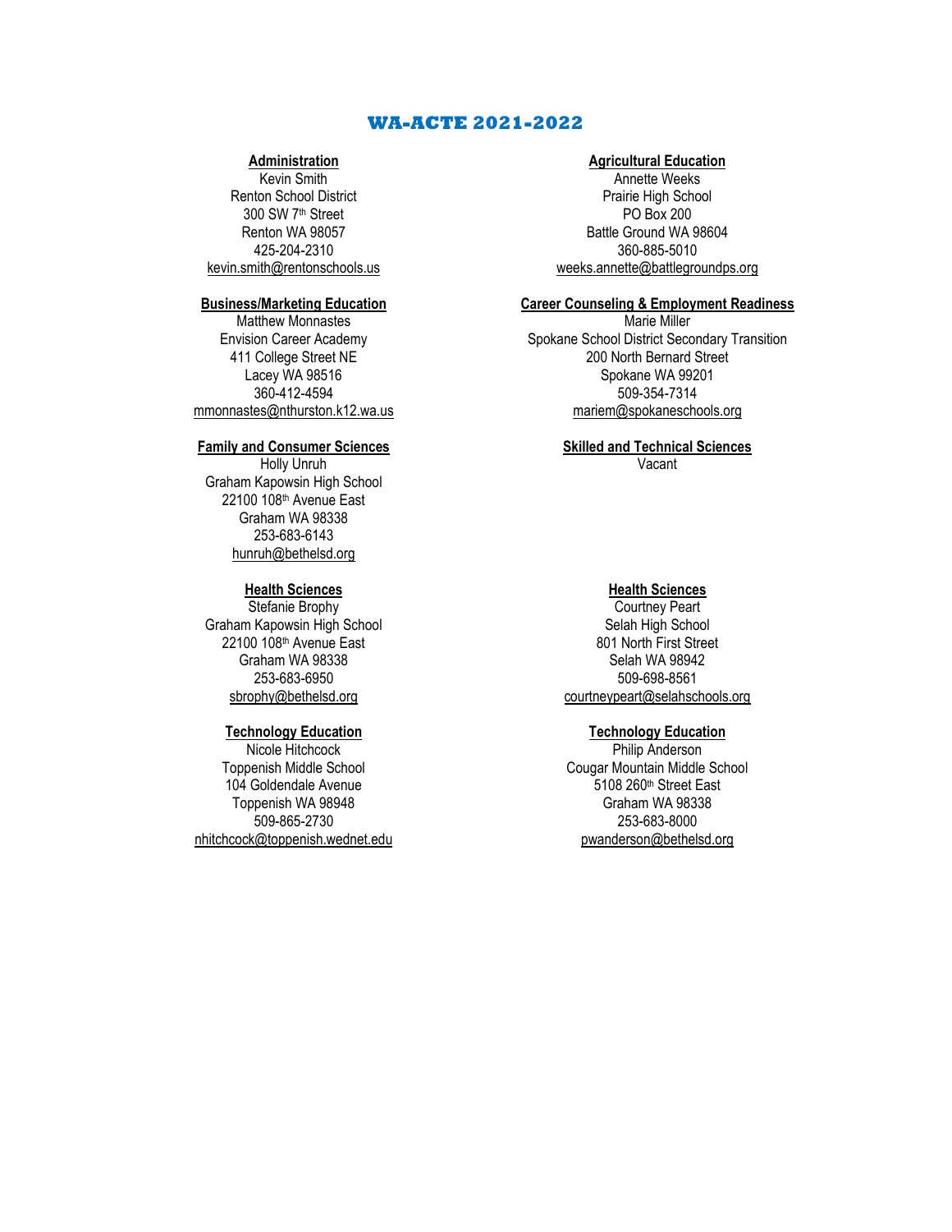# WA-ACTE 2021-2022

**Administration**
Kevin Smith
Renton School District
300 SW 7th Street
Renton WA 98057
425-204-2310
kevin.smith@rentonschools.us

**Agricultural Education**
Annette Weeks
Prairie High School
PO Box 200
Battle Ground WA 98604
360-885-5010
weeks.annette@battlegroundps.org

**Business/Marketing Education**
Matthew Monnastes
Envision Career Academy
411 College Street NE
Lacey WA 98516
360-412-4594
mmonnastes@nthurston.k12.wa.us

**Career Counseling & Employment Readiness**
Marie Miller
Spokane School District Secondary Transition
200 North Bernard Street
Spokane WA 99201
509-354-7314
mariem@spokaneschools.org

**Family and Consumer Sciences**
Holly Unruh
Graham Kapowsin High School
22100 108th Avenue East
Graham WA 98338
253-683-6143
hunruh@bethelsd.org

**Skilled and Technical Sciences**
Vacant

**Health Sciences**
Stefanie Brophy
Graham Kapowsin High School
22100 108th Avenue East
Graham WA 98338
253-683-6950
sbrophy@bethelsd.org

**Health Sciences**
Courtney Peart
Selah High School
801 North First Street
Selah WA 98942
509-698-8561
courtneypeart@selahschools.org

**Technology Education**
Nicole Hitchcock
Toppenish Middle School
104 Goldendale Avenue
Toppenish WA 98948
509-865-2730
nhitchcock@toppenish.wednet.edu

**Technology Education**
Philip Anderson
Cougar Mountain Middle School
5108 260th Street East
Graham WA 98338
253-683-8000
pwanderson@bethelsd.org